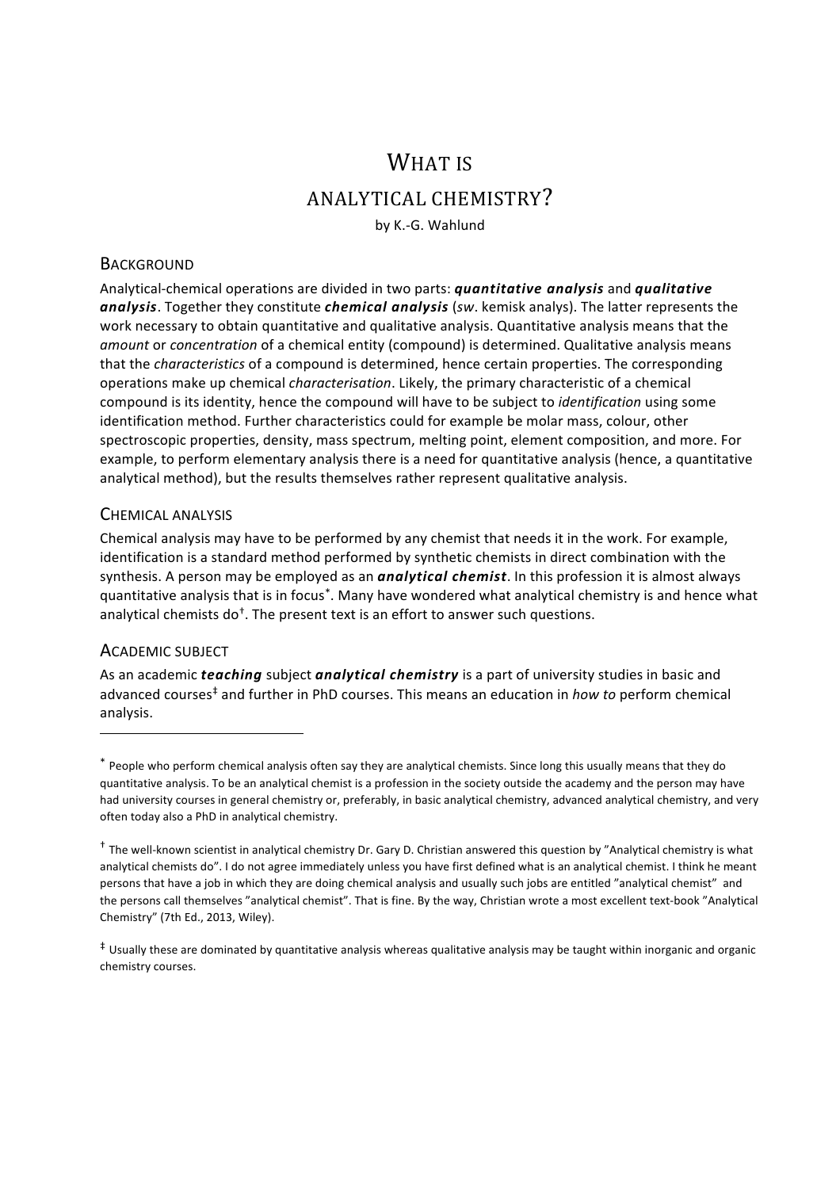# What is analytical chemistry?

by K.-G. Wahlund

## Background

Analytical-chemical operations are divided in two parts: ***quantitative analysis*** and ***qualitative analysis***. Together they constitute ***chemical analysis*** (*sw*. kemisk analys). The latter represents the work necessary to obtain quantitative and qualitative analysis. Quantitative analysis means that the *amount* or *concentration* of a chemical entity (compound) is determined. Qualitative analysis means that the *characteristics* of a compound is determined, hence certain properties. The corresponding operations make up chemical *characterisation*. Likely, the primary characteristic of a chemical compound is its identity, hence the compound will have to be subject to *identification* using some identification method. Further characteristics could for example be molar mass, colour, other spectroscopic properties, density, mass spectrum, melting point, element composition, and more. For example, to perform elementary analysis there is a need for quantitative analysis (hence, a quantitative analytical method), but the results themselves rather represent qualitative analysis.

## Chemical analysis

Chemical analysis may have to be performed by any chemist that needs it in the work. For example, identification is a standard method performed by synthetic chemists in direct combination with the synthesis. A person may be employed as an ***analytical chemist***. In this profession it is almost always quantitative analysis that is in focus[*]. Many have wondered what analytical chemistry is and hence what analytical chemists do[†]. The present text is an effort to answer such questions.

## Academic subject

As an academic ***teaching*** subject ***analytical chemistry*** is a part of university studies in basic and advanced courses[‡] and further in PhD courses. This means an education in *how to* perform chemical analysis.

---

[*] People who perform chemical analysis often say they are analytical chemists. Since long this usually means that they do quantitative analysis. To be an analytical chemist is a profession in the society outside the academy and the person may have had university courses in general chemistry or, preferably, in basic analytical chemistry, advanced analytical chemistry, and very often today also a PhD in analytical chemistry.

[†] The well-known scientist in analytical chemistry Dr. Gary D. Christian answered this question by "Analytical chemistry is what analytical chemists do". I do not agree immediately unless you have first defined what is an analytical chemist. I think he meant persons that have a job in which they are doing chemical analysis and usually such jobs are entitled "analytical chemist" and the persons call themselves "analytical chemist". That is fine. By the way, Christian wrote a most excellent text-book "Analytical Chemistry" (7th Ed., 2013, Wiley).

[‡] Usually these are dominated by quantitative analysis whereas qualitative analysis may be taught within inorganic and organic chemistry courses.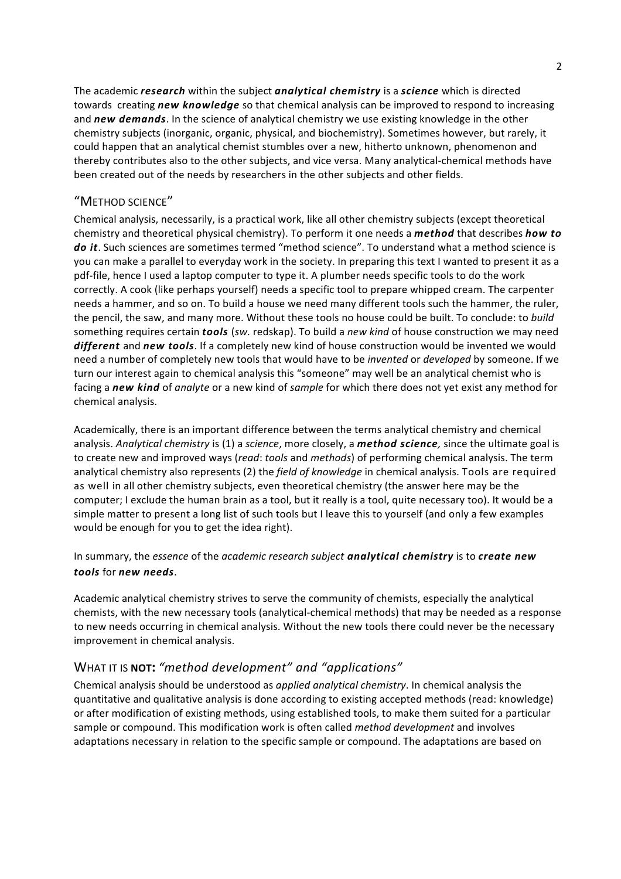The academic ***research*** within the subject ***analytical chemistry*** is a ***science*** which is directed towards creating ***new knowledge*** so that chemical analysis can be improved to respond to increasing and ***new demands***. In the science of analytical chemistry we use existing knowledge in the other chemistry subjects (inorganic, organic, physical, and biochemistry). Sometimes however, but rarely, it could happen that an analytical chemist stumbles over a new, hitherto unknown, phenomenon and thereby contributes also to the other subjects, and vice versa. Many analytical-chemical methods have been created out of the needs by researchers in the other subjects and other fields.

## "METHOD SCIENCE"

Chemical analysis, necessarily, is a practical work, like all other chemistry subjects (except theoretical chemistry and theoretical physical chemistry). To perform it one needs a ***method*** that describes ***how to do it***. Such sciences are sometimes termed "method science". To understand what a method science is you can make a parallel to everyday work in the society. In preparing this text I wanted to present it as a pdf-file, hence I used a laptop computer to type it. A plumber needs specific tools to do the work correctly. A cook (like perhaps yourself) needs a specific tool to prepare whipped cream. The carpenter needs a hammer, and so on. To build a house we need many different tools such the hammer, the ruler, the pencil, the saw, and many more. Without these tools no house could be built. To conclude: to *build* something requires certain ***tools*** (*sw.* redskap). To build a *new kind* of house construction we may need ***different*** and ***new tools***. If a completely new kind of house construction would be invented we would need a number of completely new tools that would have to be *invented* or *developed* by someone. If we turn our interest again to chemical analysis this "someone" may well be an analytical chemist who is facing a ***new kind*** of *analyte* or a new kind of *sample* for which there does not yet exist any method for chemical analysis.

Academically, there is an important difference between the terms analytical chemistry and chemical analysis. *Analytical chemistry* is (1) a *science*, more closely, a ***method science,*** since the ultimate goal is to create new and improved ways (*read*: *tools* and *methods*) of performing chemical analysis. The term analytical chemistry also represents (2) the *field of knowledge* in chemical analysis. Tools are required as well in all other chemistry subjects, even theoretical chemistry (the answer here may be the computer; I exclude the human brain as a tool, but it really is a tool, quite necessary too). It would be a simple matter to present a long list of such tools but I leave this to yourself (and only a few examples would be enough for you to get the idea right).

In summary, the *essence* of the *academic research subject* ***analytical chemistry*** is to ***create new tools*** for ***new needs***.

Academic analytical chemistry strives to serve the community of chemists, especially the analytical chemists, with the new necessary tools (analytical-chemical methods) that may be needed as a response to new needs occurring in chemical analysis. Without the new tools there could never be the necessary improvement in chemical analysis.

## WHAT IT IS **NOT:** *"method development" and "applications"*

Chemical analysis should be understood as *applied analytical chemistry*. In chemical analysis the quantitative and qualitative analysis is done according to existing accepted methods (read: knowledge) or after modification of existing methods, using established tools, to make them suited for a particular sample or compound. This modification work is often called *method development* and involves adaptations necessary in relation to the specific sample or compound. The adaptations are based on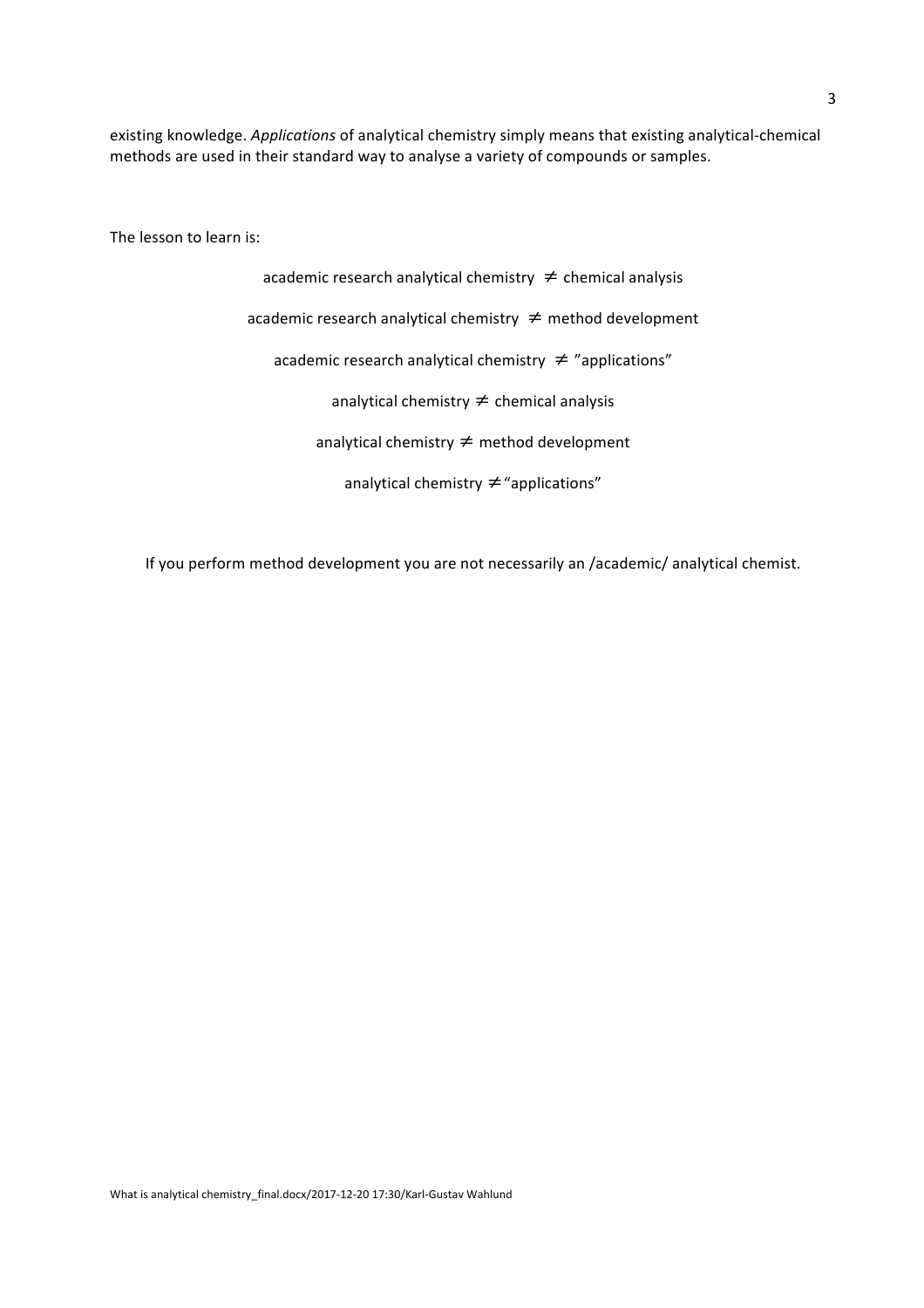existing knowledge. *Applications* of analytical chemistry simply means that existing analytical-chemical methods are used in their standard way to analyse a variety of compounds or samples.

The lesson to learn is:

academic research analytical chemistry ≠ chemical analysis

academic research analytical chemistry ≠ method development

academic research analytical chemistry ≠ ”applications”

analytical chemistry ≠ chemical analysis

analytical chemistry ≠ method development

analytical chemistry ≠ “applications”

If you perform method development you are not necessarily an /academic/ analytical chemist.